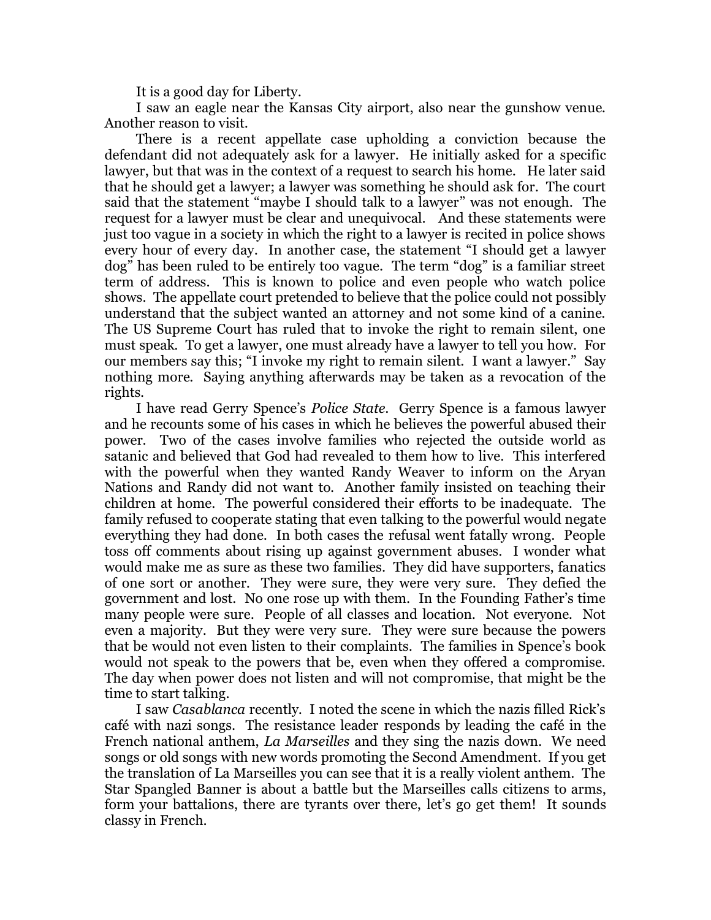It is a good day for Liberty.

I saw an eagle near the Kansas City airport, also near the gunshow venue. Another reason to visit.

There is a recent appellate case upholding a conviction because the defendant did not adequately ask for a lawyer. He initially asked for a specific lawyer, but that was in the context of a request to search his home. He later said that he should get a lawyer; a lawyer was something he should ask for. The court said that the statement "maybe I should talk to a lawyer" was not enough. The request for a lawyer must be clear and unequivocal. And these statements were just too vague in a society in which the right to a lawyer is recited in police shows every hour of every day. In another case, the statement "I should get a lawyer dog" has been ruled to be entirely too vague. The term "dog" is a familiar street term of address. This is known to police and even people who watch police shows. The appellate court pretended to believe that the police could not possibly understand that the subject wanted an attorney and not some kind of a canine. The US Supreme Court has ruled that to invoke the right to remain silent, one must speak. To get a lawyer, one must already have a lawyer to tell you how. For our members say this; "I invoke my right to remain silent. I want a lawyer." Say nothing more. Saying anything afterwards may be taken as a revocation of the rights.

I have read Gerry Spence's *Police State*. Gerry Spence is a famous lawyer and he recounts some of his cases in which he believes the powerful abused their power. Two of the cases involve families who rejected the outside world as satanic and believed that God had revealed to them how to live. This interfered with the powerful when they wanted Randy Weaver to inform on the Aryan Nations and Randy did not want to. Another family insisted on teaching their children at home. The powerful considered their efforts to be inadequate. The family refused to cooperate stating that even talking to the powerful would negate everything they had done. In both cases the refusal went fatally wrong. People toss off comments about rising up against government abuses. I wonder what would make me as sure as these two families. They did have supporters, fanatics of one sort or another. They were sure, they were very sure. They defied the government and lost. No one rose up with them. In the Founding Father's time many people were sure. People of all classes and location. Not everyone. Not even a majority. But they were very sure. They were sure because the powers that be would not even listen to their complaints. The families in Spence's book would not speak to the powers that be, even when they offered a compromise. The day when power does not listen and will not compromise, that might be the time to start talking.

I saw *Casablanca* recently. I noted the scene in which the nazis filled Rick's café with nazi songs. The resistance leader responds by leading the café in the French national anthem, *La Marseilles* and they sing the nazis down. We need songs or old songs with new words promoting the Second Amendment. If you get the translation of La Marseilles you can see that it is a really violent anthem. The Star Spangled Banner is about a battle but the Marseilles calls citizens to arms, form your battalions, there are tyrants over there, let's go get them! It sounds classy in French.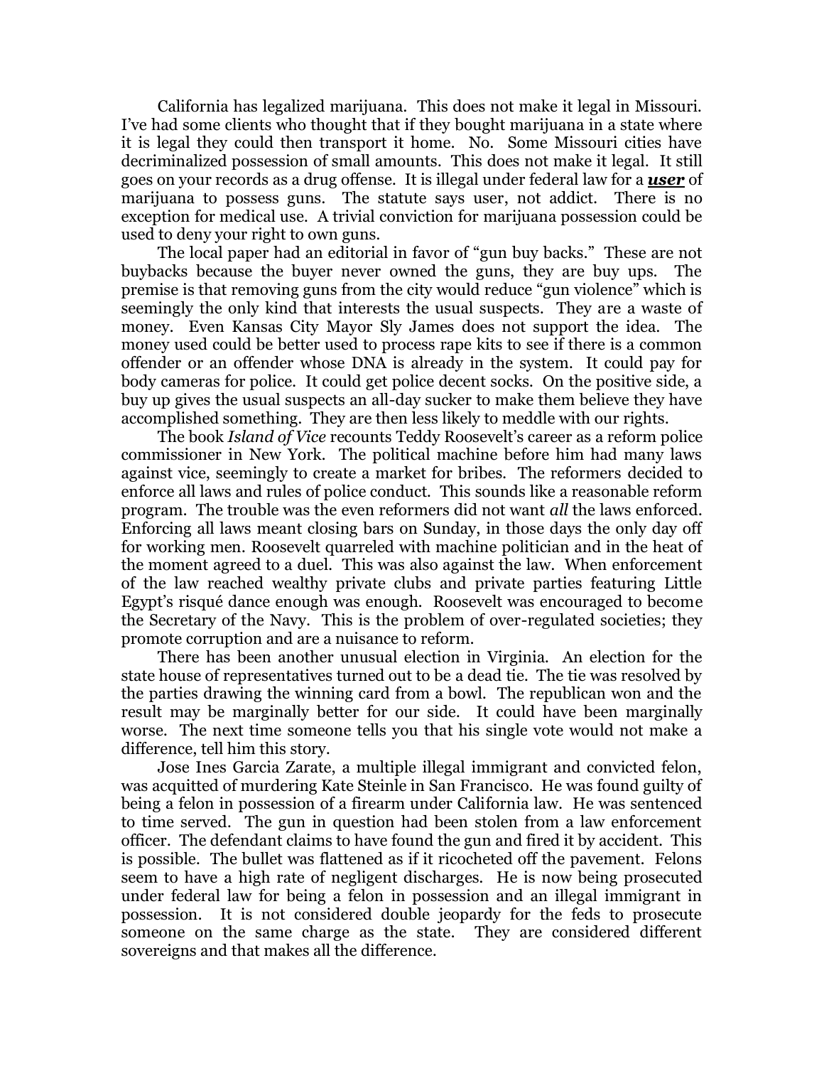California has legalized marijuana. This does not make it legal in Missouri. I've had some clients who thought that if they bought marijuana in a state where it is legal they could then transport it home. No. Some Missouri cities have decriminalized possession of small amounts. This does not make it legal. It still goes on your records as a drug offense. It is illegal under federal law for a ***user*** of marijuana to possess guns. The statute says user, not addict. There is no exception for medical use. A trivial conviction for marijuana possession could be used to deny your right to own guns.

The local paper had an editorial in favor of "gun buy backs." These are not buybacks because the buyer never owned the guns, they are buy ups. The premise is that removing guns from the city would reduce "gun violence" which is seemingly the only kind that interests the usual suspects. They are a waste of money. Even Kansas City Mayor Sly James does not support the idea. The money used could be better used to process rape kits to see if there is a common offender or an offender whose DNA is already in the system. It could pay for body cameras for police. It could get police decent socks. On the positive side, a buy up gives the usual suspects an all-day sucker to make them believe they have accomplished something. They are then less likely to meddle with our rights.

The book *Island of Vice* recounts Teddy Roosevelt's career as a reform police commissioner in New York. The political machine before him had many laws against vice, seemingly to create a market for bribes. The reformers decided to enforce all laws and rules of police conduct. This sounds like a reasonable reform program. The trouble was the even reformers did not want *all* the laws enforced. Enforcing all laws meant closing bars on Sunday, in those days the only day off for working men. Roosevelt quarreled with machine politician and in the heat of the moment agreed to a duel. This was also against the law. When enforcement of the law reached wealthy private clubs and private parties featuring Little Egypt's risqué dance enough was enough. Roosevelt was encouraged to become the Secretary of the Navy. This is the problem of over-regulated societies; they promote corruption and are a nuisance to reform.

There has been another unusual election in Virginia. An election for the state house of representatives turned out to be a dead tie. The tie was resolved by the parties drawing the winning card from a bowl. The republican won and the result may be marginally better for our side. It could have been marginally worse. The next time someone tells you that his single vote would not make a difference, tell him this story.

Jose Ines Garcia Zarate, a multiple illegal immigrant and convicted felon, was acquitted of murdering Kate Steinle in San Francisco. He was found guilty of being a felon in possession of a firearm under California law. He was sentenced to time served. The gun in question had been stolen from a law enforcement officer. The defendant claims to have found the gun and fired it by accident. This is possible. The bullet was flattened as if it ricocheted off the pavement. Felons seem to have a high rate of negligent discharges. He is now being prosecuted under federal law for being a felon in possession and an illegal immigrant in possession. It is not considered double jeopardy for the feds to prosecute someone on the same charge as the state. They are considered different sovereigns and that makes all the difference.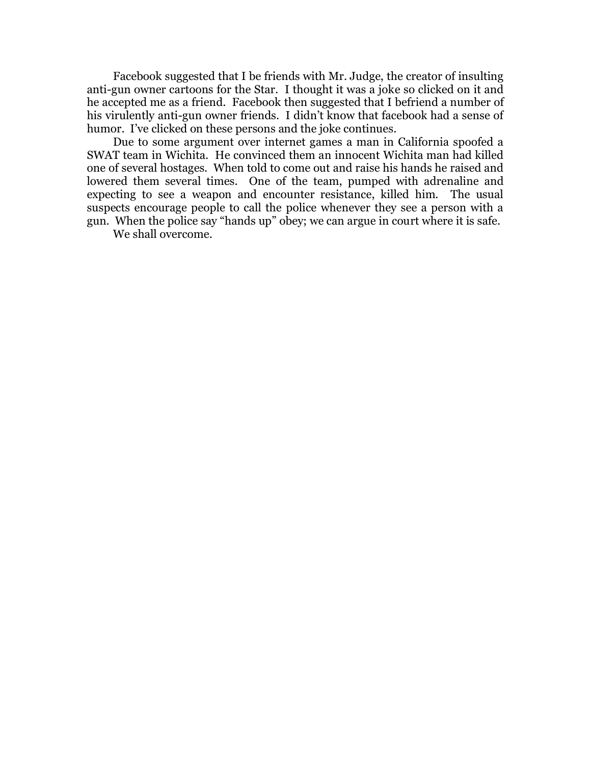Facebook suggested that I be friends with Mr. Judge, the creator of insulting anti-gun owner cartoons for the Star. I thought it was a joke so clicked on it and he accepted me as a friend. Facebook then suggested that I befriend a number of his virulently anti-gun owner friends. I didn't know that facebook had a sense of humor. I've clicked on these persons and the joke continues.

Due to some argument over internet games a man in California spoofed a SWAT team in Wichita. He convinced them an innocent Wichita man had killed one of several hostages. When told to come out and raise his hands he raised and lowered them several times. One of the team, pumped with adrenaline and expecting to see a weapon and encounter resistance, killed him. The usual suspects encourage people to call the police whenever they see a person with a gun. When the police say "hands up" obey; we can argue in court where it is safe.

We shall overcome.